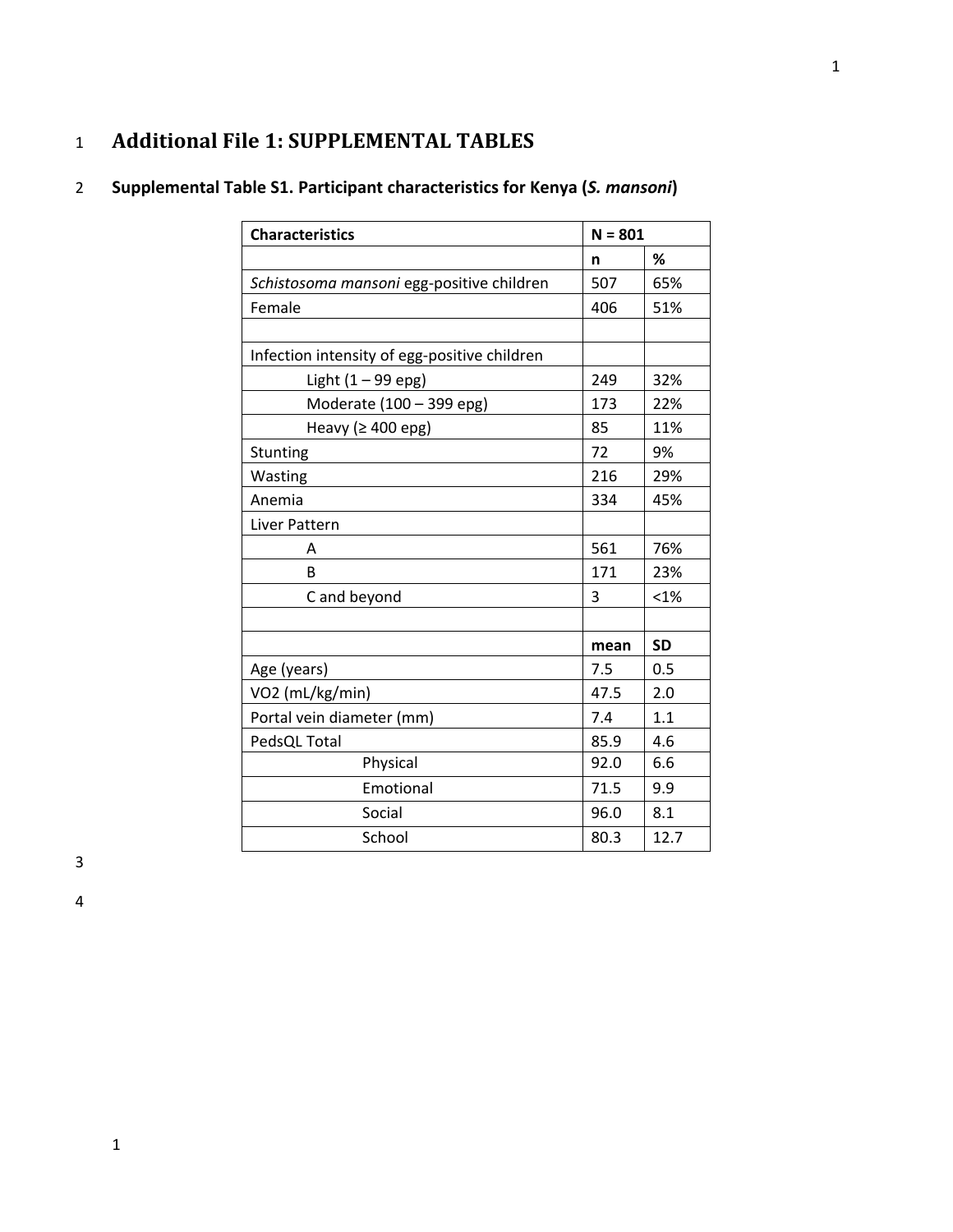# Additional File 1: SUPPLEMENTAL TABLES

**Supplemental Table S1. Participant characteristics for Kenya (*S. mansoni*)**

| Characteristics | N = 801 | |
|---|---|---|
| | **n** | **%** |
| *Schistosoma mansoni* egg-positive children | 507 | 65% |
| Female | 406 | 51% |
| | | |
| Infection intensity of egg-positive children | | |
| Light (1 – 99 epg) | 249 | 32% |
| Moderate (100 – 399 epg) | 173 | 22% |
| Heavy (≥ 400 epg) | 85 | 11% |
| Stunting | 72 | 9% |
| Wasting | 216 | 29% |
| Anemia | 334 | 45% |
| Liver Pattern | | |
| A | 561 | 76% |
| B | 171 | 23% |
| C and beyond | 3 | <1% |
| | | |
| | **mean** | **SD** |
| Age (years) | 7.5 | 0.5 |
| VO2 (mL/kg/min) | 47.5 | 2.0 |
| Portal vein diameter (mm) | 7.4 | 1.1 |
| PedsQL Total | 85.9 | 4.6 |
| Physical | 92.0 | 6.6 |
| Emotional | 71.5 | 9.9 |
| Social | 96.0 | 8.1 |
| School | 80.3 | 12.7 |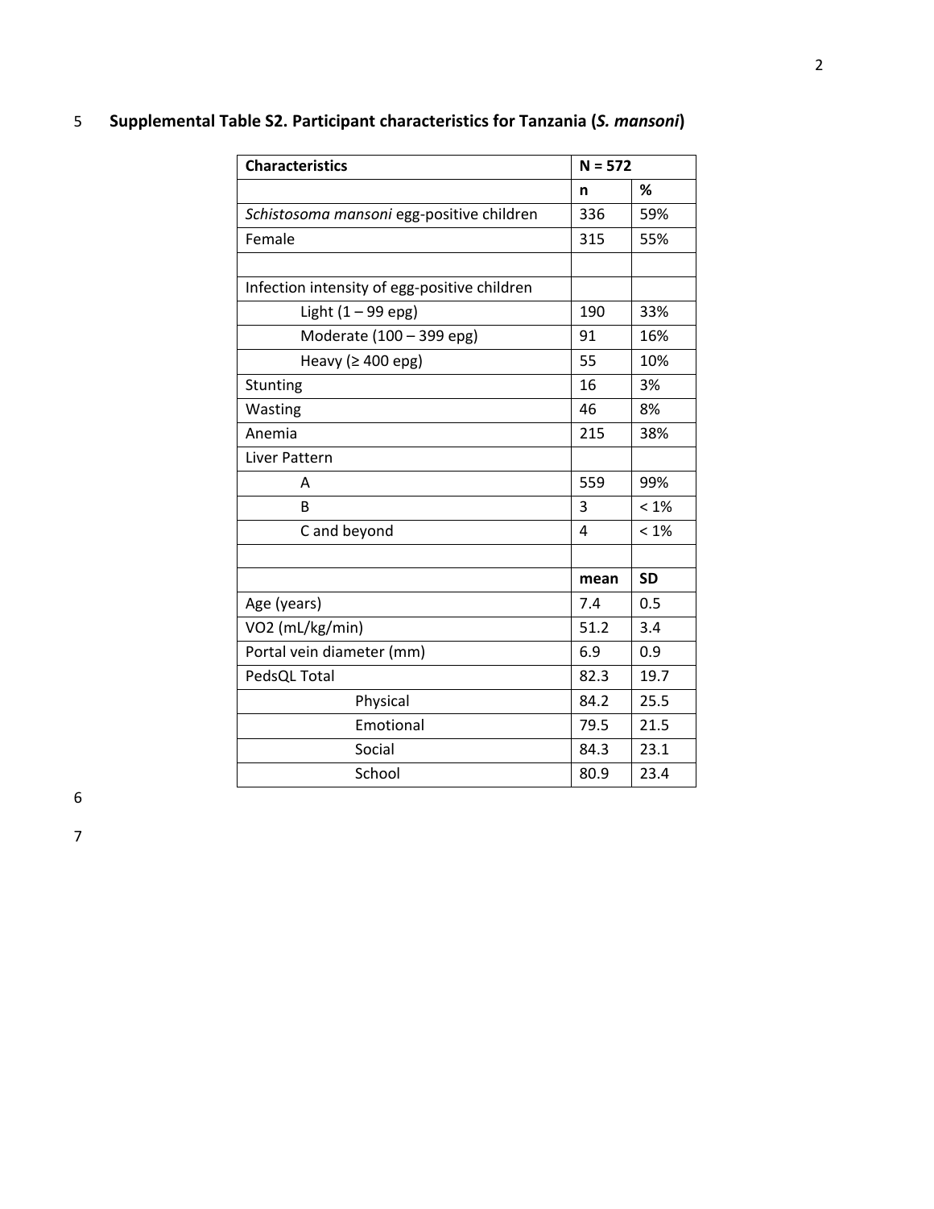**Supplemental Table S2. Participant characteristics for Tanzania (*S. mansoni*)**

| Characteristics | N = 572 | |
|---|---|---|
| | **n** | **%** |
| *Schistosoma mansoni* egg-positive children | 336 | 59% |
| Female | 315 | 55% |
| | | |
| Infection intensity of egg-positive children | | |
| Light (1 – 99 epg) | 190 | 33% |
| Moderate (100 – 399 epg) | 91 | 16% |
| Heavy (≥ 400 epg) | 55 | 10% |
| Stunting | 16 | 3% |
| Wasting | 46 | 8% |
| Anemia | 215 | 38% |
| Liver Pattern | | |
| A | 559 | 99% |
| B | 3 | < 1% |
| C and beyond | 4 | < 1% |
| | | |
| | **mean** | **SD** |
| Age (years) | 7.4 | 0.5 |
| VO2 (mL/kg/min) | 51.2 | 3.4 |
| Portal vein diameter (mm) | 6.9 | 0.9 |
| PedsQL Total | 82.3 | 19.7 |
| Physical | 84.2 | 25.5 |
| Emotional | 79.5 | 21.5 |
| Social | 84.3 | 23.1 |
| School | 80.9 | 23.4 |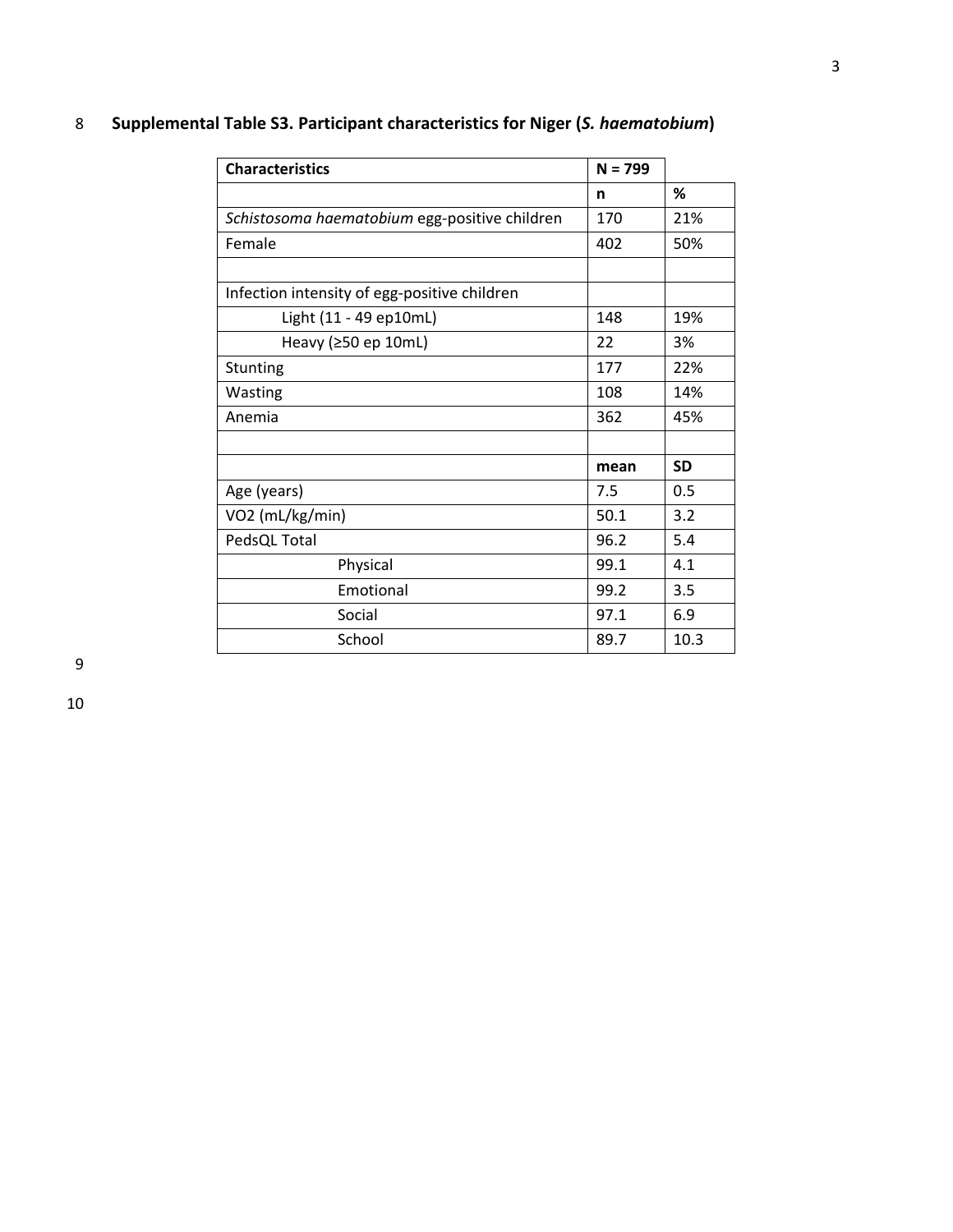**Supplemental Table S3. Participant characteristics for Niger (*S. haematobium*)**

| Characteristics | N = 799 | |
|---|---|---|
| | **n** | **%** |
| *Schistosoma haematobium* egg-positive children | 170 | 21% |
| Female | 402 | 50% |
| | | |
| Infection intensity of egg-positive children | | |
| Light (11 - 49 ep10mL) | 148 | 19% |
| Heavy (≥50 ep 10mL) | 22 | 3% |
| Stunting | 177 | 22% |
| Wasting | 108 | 14% |
| Anemia | 362 | 45% |
| | | |
| | **mean** | **SD** |
| Age (years) | 7.5 | 0.5 |
| VO2 (mL/kg/min) | 50.1 | 3.2 |
| PedsQL Total | 96.2 | 5.4 |
| Physical | 99.1 | 4.1 |
| Emotional | 99.2 | 3.5 |
| Social | 97.1 | 6.9 |
| School | 89.7 | 10.3 |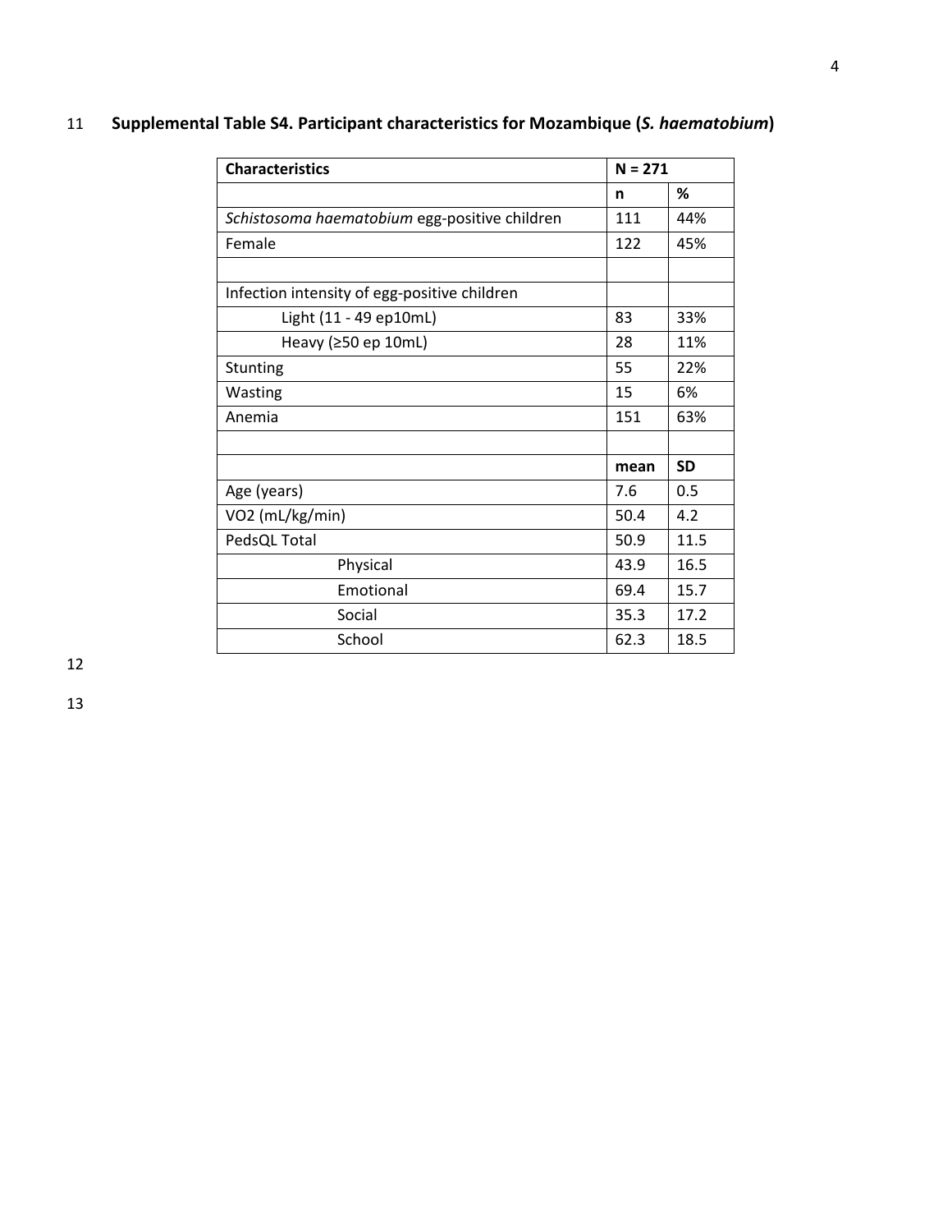**Supplemental Table S4. Participant characteristics for Mozambique (*S. haematobium*)**

| Characteristics | N = 271 | |
|---|---|---|
| | **n** | **%** |
| *Schistosoma haematobium* egg-positive children | 111 | 44% |
| Female | 122 | 45% |
| | | |
| Infection intensity of egg-positive children | | |
| Light (11 - 49 ep10mL) | 83 | 33% |
| Heavy (≥50 ep 10mL) | 28 | 11% |
| Stunting | 55 | 22% |
| Wasting | 15 | 6% |
| Anemia | 151 | 63% |
| | | |
| | **mean** | **SD** |
| Age (years) | 7.6 | 0.5 |
| VO2 (mL/kg/min) | 50.4 | 4.2 |
| PedsQL Total | 50.9 | 11.5 |
| Physical | 43.9 | 16.5 |
| Emotional | 69.4 | 15.7 |
| Social | 35.3 | 17.2 |
| School | 62.3 | 18.5 |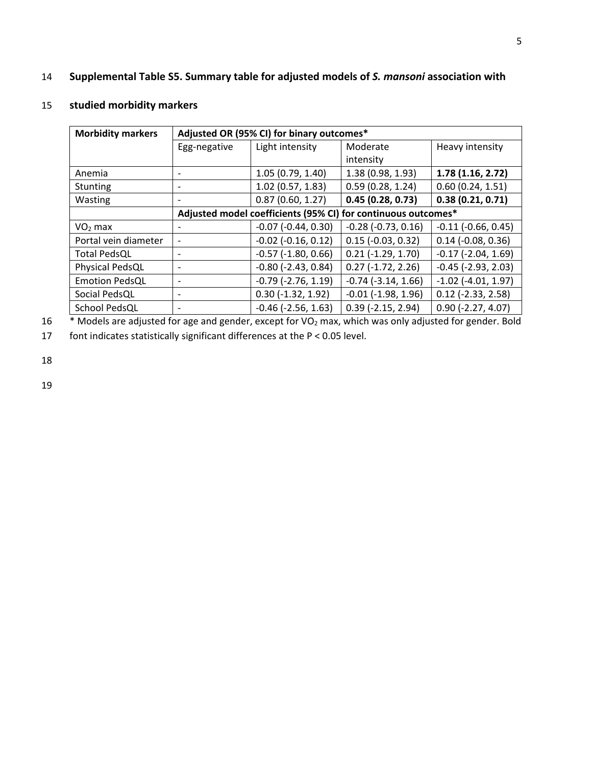**Supplemental Table S5. Summary table for adjusted models of *S. mansoni* association with studied morbidity markers**

| Morbidity markers | Adjusted OR (95% CI) for binary outcomes* | | | |
|---|---|---|---|---|
| | Egg-negative | Light intensity | Moderate intensity | Heavy intensity |
| Anemia | - | 1.05 (0.79, 1.40) | 1.38 (0.98, 1.93) | **1.78 (1.16, 2.72)** |
| Stunting | - | 1.02 (0.57, 1.83) | 0.59 (0.28, 1.24) | 0.60 (0.24, 1.51) |
| Wasting | - | 0.87 (0.60, 1.27) | **0.45 (0.28, 0.73)** | **0.38 (0.21, 0.71)** |
| | **Adjusted model coefficients (95% CI) for continuous outcomes*** | | | |
| $VO_2$ max | - | -0.07 (-0.44, 0.30) | -0.28 (-0.73, 0.16) | -0.11 (-0.66, 0.45) |
| Portal vein diameter | - | -0.02 (-0.16, 0.12) | 0.15 (-0.03, 0.32) | 0.14 (-0.08, 0.36) |
| Total PedsQL | - | -0.57 (-1.80, 0.66) | 0.21 (-1.29, 1.70) | -0.17 (-2.04, 1.69) |
| Physical PedsQL | - | -0.80 (-2.43, 0.84) | 0.27 (-1.72, 2.26) | -0.45 (-2.93, 2.03) |
| Emotion PedsQL | - | -0.79 (-2.76, 1.19) | -0.74 (-3.14, 1.66) | -1.02 (-4.01, 1.97) |
| Social PedsQL | - | 0.30 (-1.32, 1.92) | -0.01 (-1.98, 1.96) | 0.12 (-2.33, 2.58) |
| School PedsQL | - | -0.46 (-2.56, 1.63) | 0.39 (-2.15, 2.94) | 0.90 (-2.27, 4.07) |

\* Models are adjusted for age and gender, except for $VO_2$ max, which was only adjusted for gender. Bold font indicates statistically significant differences at the $P < 0.05$ level.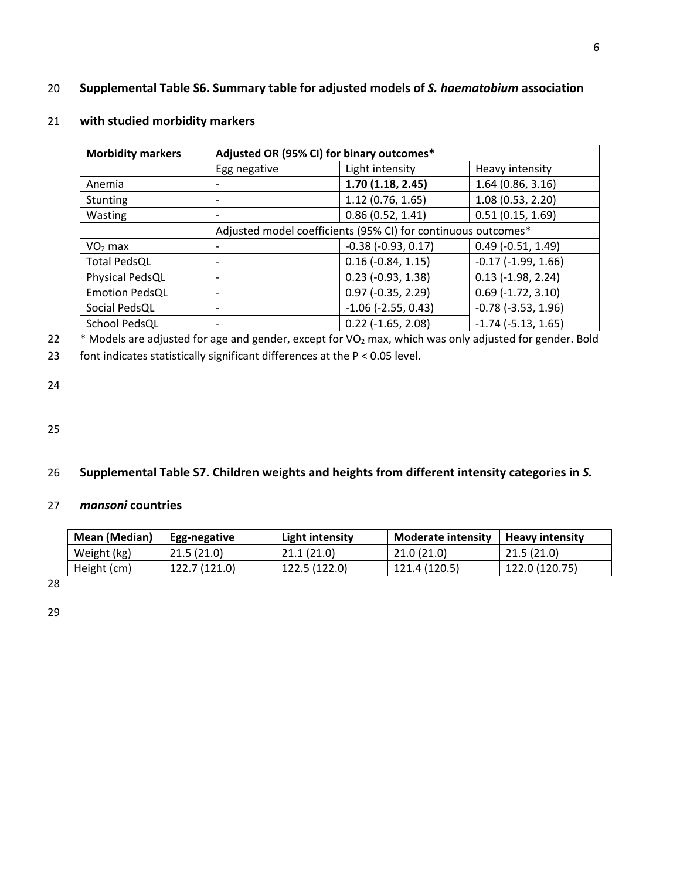**Supplemental Table S6. Summary table for adjusted models of *S. haematobium* association with studied morbidity markers**

| **Morbidity markers** | **Adjusted OR (95% CI) for binary outcomes*** | | |
|---|---|---|---|
| | Egg negative | Light intensity | Heavy intensity |
| Anemia | - | **1.70 (1.18, 2.45)** | 1.64 (0.86, 3.16) |
| Stunting | - | 1.12 (0.76, 1.65) | 1.08 (0.53, 2.20) |
| Wasting | - | 0.86 (0.52, 1.41) | 0.51 (0.15, 1.69) |
| | Adjusted model coefficients (95% CI) for continuous outcomes* | | |
| $VO_2$ max | - | -0.38 (-0.93, 0.17) | 0.49 (-0.51, 1.49) |
| Total PedsQL | - | 0.16 (-0.84, 1.15) | -0.17 (-1.99, 1.66) |
| Physical PedsQL | - | 0.23 (-0.93, 1.38) | 0.13 (-1.98, 2.24) |
| Emotion PedsQL | - | 0.97 (-0.35, 2.29) | 0.69 (-1.72, 3.10) |
| Social PedsQL | - | -1.06 (-2.55, 0.43) | -0.78 (-3.53, 1.96) |
| School PedsQL | - | 0.22 (-1.65, 2.08) | -1.74 (-5.13, 1.65) |

* Models are adjusted for age and gender, except for $VO_2$ max, which was only adjusted for gender. Bold font indicates statistically significant differences at the P < 0.05 level.

**Supplemental Table S7. Children weights and heights from different intensity categories in *S. mansoni* countries**

| **Mean (Median)** | **Egg-negative** | **Light intensity** | **Moderate intensity** | **Heavy intensity** |
|---|---|---|---|---|
| Weight (kg) | 21.5 (21.0) | 21.1 (21.0) | 21.0 (21.0) | 21.5 (21.0) |
| Height (cm) | 122.7 (121.0) | 122.5 (122.0) | 121.4 (120.5) | 122.0 (120.75) |